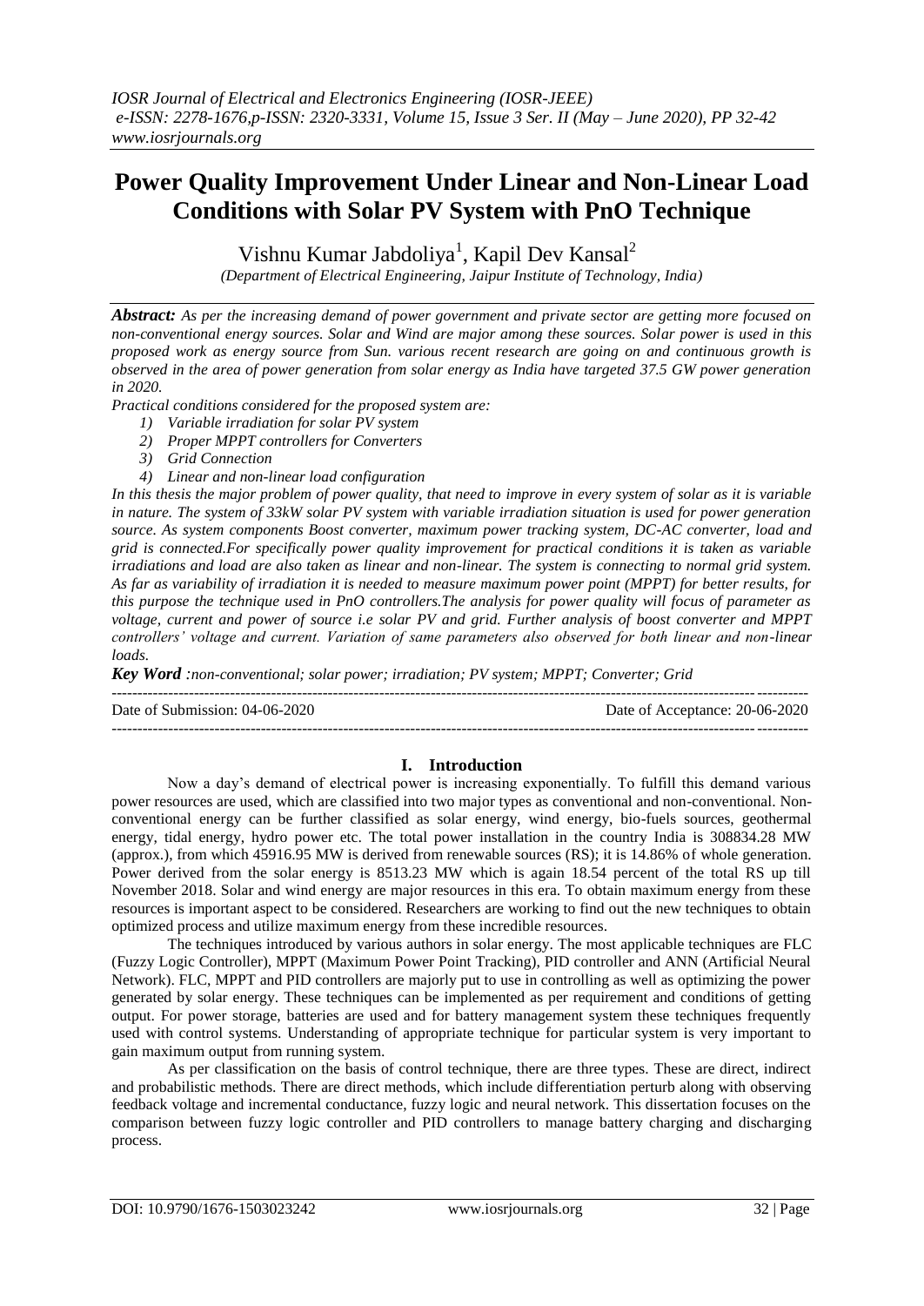# Power Quality Improvement Under Linear and Non-Linear Load Conditions with Solar PV System with PnO Technique

Vishnu Kumar Jabdoliya[1], Kapil Dev Kansal[2]

*(Department of Electrical Engineering, Jaipur Institute of Technology, India)*

***Abstract:*** *As per the increasing demand of power government and private sector are getting more focused on non-conventional energy sources. Solar and Wind are major among these sources. Solar power is used in this proposed work as energy source from Sun. various recent research are going on and continuous growth is observed in the area of power generation from solar energy as India have targeted 37.5 GW power generation in 2020.*

*Practical conditions considered for the proposed system are:*

1) *Variable irradiation for solar PV system*
2) *Proper MPPT controllers for Converters*
3) *Grid Connection*
4) *Linear and non-linear load configuration*

*In this thesis the major problem of power quality, that need to improve in every system of solar as it is variable in nature. The system of 33kW solar PV system with variable irradiation situation is used for power generation source. As system components Boost converter, maximum power tracking system, DC-AC converter, load and grid is connected.For specifically power quality improvement for practical conditions it is taken as variable irradiations and load are also taken as linear and non-linear. The system is connecting to normal grid system. As far as variability of irradiation it is needed to measure maximum power point (MPPT) for better results, for this purpose the technique used in PnO controllers.The analysis for power quality will focus of parameter as voltage, current and power of source i.e solar PV and grid. Further analysis of boost converter and MPPT controllers' voltage and current. Variation of same parameters also observed for both linear and non-linear loads.*

***Key Word*** *:non-conventional; solar power; irradiation; PV system; MPPT; Converter; Grid*

Date of Submission: 04-06-2020 Date of Acceptance: 20-06-2020

## I. Introduction

Now a day's demand of electrical power is increasing exponentially. To fulfill this demand various power resources are used, which are classified into two major types as conventional and non-conventional. Non-conventional energy can be further classified as solar energy, wind energy, bio-fuels sources, geothermal energy, tidal energy, hydro power etc. The total power installation in the country India is 308834.28 MW (approx.), from which 45916.95 MW is derived from renewable sources (RS); it is 14.86% of whole generation. Power derived from the solar energy is 8513.23 MW which is again 18.54 percent of the total RS up till November 2018. Solar and wind energy are major resources in this era. To obtain maximum energy from these resources is important aspect to be considered. Researchers are working to find out the new techniques to obtain optimized process and utilize maximum energy from these incredible resources.

The techniques introduced by various authors in solar energy. The most applicable techniques are FLC (Fuzzy Logic Controller), MPPT (Maximum Power Point Tracking), PID controller and ANN (Artificial Neural Network). FLC, MPPT and PID controllers are majorly put to use in controlling as well as optimizing the power generated by solar energy. These techniques can be implemented as per requirement and conditions of getting output. For power storage, batteries are used and for battery management system these techniques frequently used with control systems. Understanding of appropriate technique for particular system is very important to gain maximum output from running system.

As per classification on the basis of control technique, there are three types. These are direct, indirect and probabilistic methods. There are direct methods, which include differentiation perturb along with observing feedback voltage and incremental conductance, fuzzy logic and neural network. This dissertation focuses on the comparison between fuzzy logic controller and PID controllers to manage battery charging and discharging process.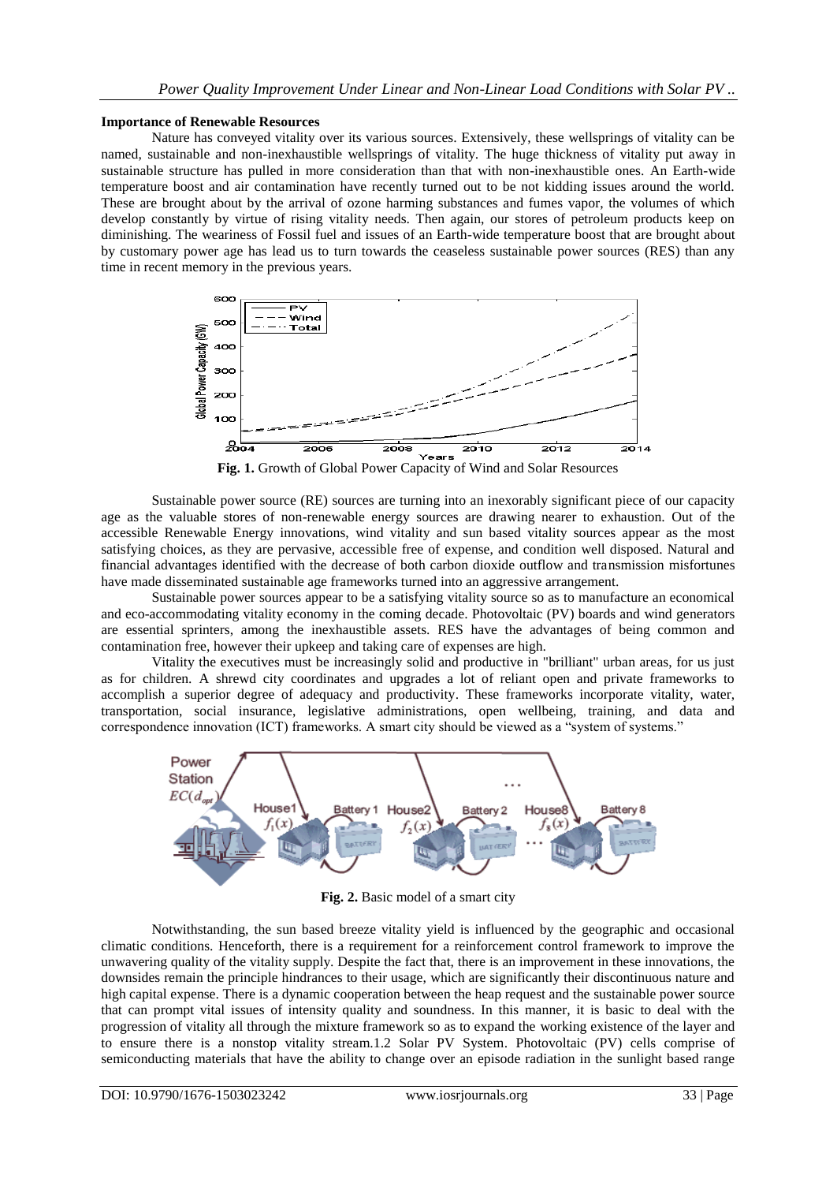### Importance of Renewable Resources

Nature has conveyed vitality over its various sources. Extensively, these wellsprings of vitality can be named, sustainable and non-inexhaustible wellsprings of vitality. The huge thickness of vitality put away in sustainable structure has pulled in more consideration than that with non-inexhaustible ones. An Earth-wide temperature boost and air contamination have recently turned out to be not kidding issues around the world. These are brought about by the arrival of ozone harming substances and fumes vapor, the volumes of which develop constantly by virtue of rising vitality needs. Then again, our stores of petroleum products keep on diminishing. The weariness of Fossil fuel and issues of an Earth-wide temperature boost that are brought about by customary power age has lead us to turn towards the ceaseless sustainable power sources (RES) than any time in recent memory in the previous years.

**Fig. 1.** Growth of Global Power Capacity of Wind and Solar Resources

Sustainable power source (RE) sources are turning into an inexorably significant piece of our capacity age as the valuable stores of non-renewable energy sources are drawing nearer to exhaustion. Out of the accessible Renewable Energy innovations, wind vitality and sun based vitality sources appear as the most satisfying choices, as they are pervasive, accessible free of expense, and condition well disposed. Natural and financial advantages identified with the decrease of both carbon dioxide outflow and transmission misfortunes have made disseminated sustainable age frameworks turned into an aggressive arrangement.

Sustainable power sources appear to be a satisfying vitality source so as to manufacture an economical and eco-accommodating vitality economy in the coming decade. Photovoltaic (PV) boards and wind generators are essential sprinters, among the inexhaustible assets. RES have the advantages of being common and contamination free, however their upkeep and taking care of expenses are high.

Vitality the executives must be increasingly solid and productive in "brilliant" urban areas, for us just as for children. A shrewd city coordinates and upgrades a lot of reliant open and private frameworks to accomplish a superior degree of adequacy and productivity. These frameworks incorporate vitality, water, transportation, social insurance, legislative administrations, open wellbeing, training, and data and correspondence innovation (ICT) frameworks. A smart city should be viewed as a "system of systems."

**Fig. 2.** Basic model of a smart city

Notwithstanding, the sun based breeze vitality yield is influenced by the geographic and occasional climatic conditions. Henceforth, there is a requirement for a reinforcement control framework to improve the unwavering quality of the vitality supply. Despite the fact that, there is an improvement in these innovations, the downsides remain the principle hindrances to their usage, which are significantly their discontinuous nature and high capital expense. There is a dynamic cooperation between the heap request and the sustainable power source that can prompt vital issues of intensity quality and soundness. In this manner, it is basic to deal with the progression of vitality all through the mixture framework so as to expand the working existence of the layer and to ensure there is a nonstop vitality stream.1.2 Solar PV System. Photovoltaic (PV) cells comprise of semiconducting materials that have the ability to change over an episode radiation in the sunlight based range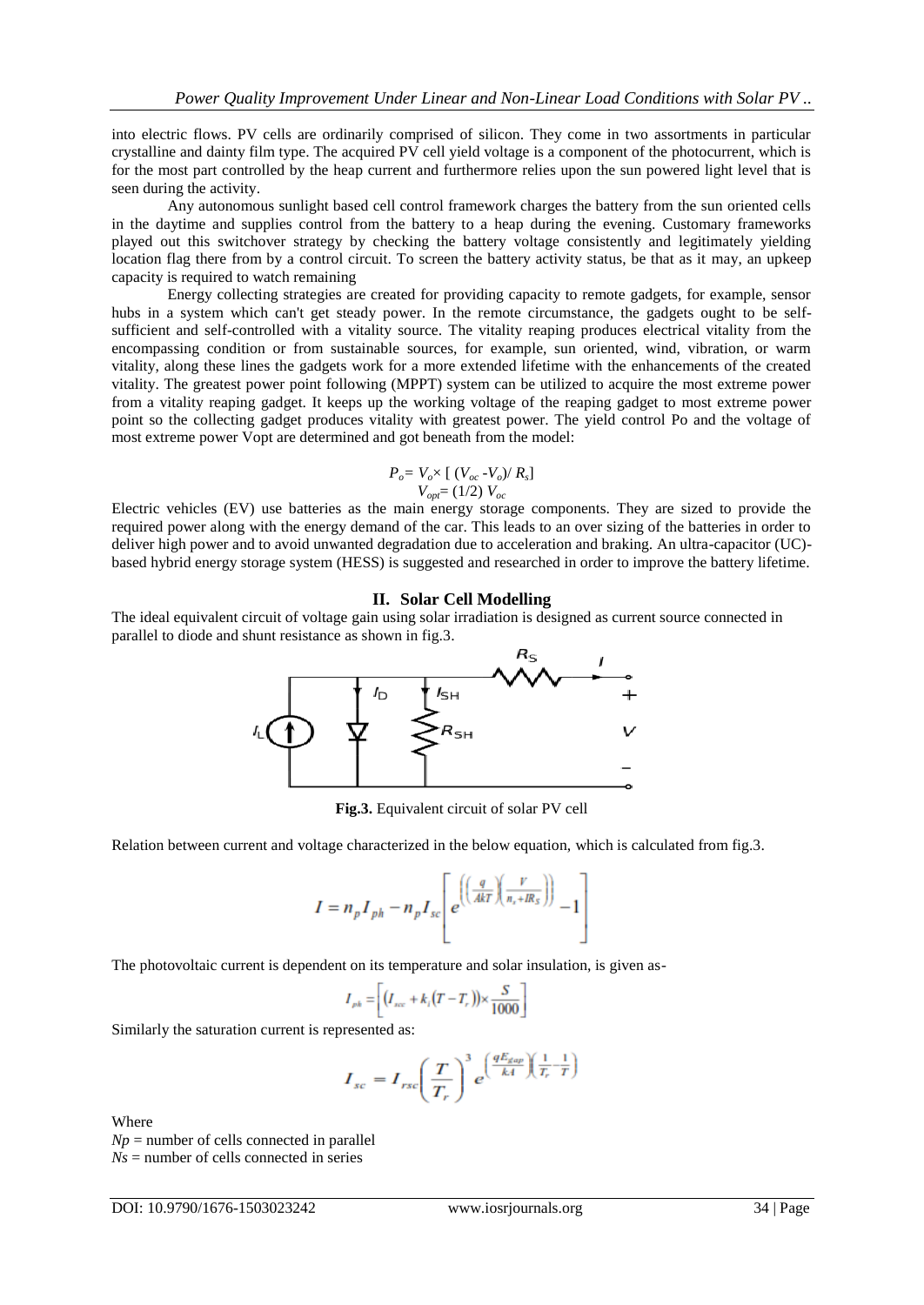into electric flows. PV cells are ordinarily comprised of silicon. They come in two assortments in particular crystalline and dainty film type. The acquired PV cell yield voltage is a component of the photocurrent, which is for the most part controlled by the heap current and furthermore relies upon the sun powered light level that is seen during the activity.

Any autonomous sunlight based cell control framework charges the battery from the sun oriented cells in the daytime and supplies control from the battery to a heap during the evening. Customary frameworks played out this switchover strategy by checking the battery voltage consistently and legitimately yielding location flag there from by a control circuit. To screen the battery activity status, be that as it may, an upkeep capacity is required to watch remaining

Energy collecting strategies are created for providing capacity to remote gadgets, for example, sensor hubs in a system which can't get steady power. In the remote circumstance, the gadgets ought to be self-sufficient and self-controlled with a vitality source. The vitality reaping produces electrical vitality from the encompassing condition or from sustainable sources, for example, sun oriented, wind, vibration, or warm vitality, along these lines the gadgets work for a more extended lifetime with the enhancements of the created vitality. The greatest power point following (MPPT) system can be utilized to acquire the most extreme power from a vitality reaping gadget. It keeps up the working voltage of the reaping gadget to most extreme power point so the collecting gadget produces vitality with greatest power. The yield control Po and the voltage of most extreme power Vopt are determined and got beneath from the model:

$$P_o = V_o \times [\,(V_{oc} - V_o)/\, R_s]$$
$$V_{opt} = (1/2)\, V_{oc}$$

Electric vehicles (EV) use batteries as the main energy storage components. They are sized to provide the required power along with the energy demand of the car. This leads to an over sizing of the batteries in order to deliver high power and to avoid unwanted degradation due to acceleration and braking. An ultra-capacitor (UC)-based hybrid energy storage system (HESS) is suggested and researched in order to improve the battery lifetime.

## II. Solar Cell Modelling

The ideal equivalent circuit of voltage gain using solar irradiation is designed as current source connected in parallel to diode and shunt resistance as shown in fig.3.

**Fig.3.** Equivalent circuit of solar PV cell

Relation between current and voltage characterized in the below equation, which is calculated from fig.3.

$$I = n_p I_{ph} - n_p I_{sc}\left[ e^{\left(\left(\frac{q}{AkT}\right)\left(\frac{V}{n_s + IR_S}\right)\right)} - 1 \right]$$

The photovoltaic current is dependent on its temperature and solar insulation, is given as-

$$I_{ph} = \left[ \left(I_{scc} + k_i (T - T_r)\right) \times \frac{S}{1000} \right]$$

Similarly the saturation current is represented as:

$$I_{sc} = I_{rsc}\left(\frac{T}{T_r}\right)^3 e^{\left(\frac{qE_{gap}}{kA}\right)\left(\frac{1}{T_r} - \frac{1}{T}\right)}$$

Where

$Np$ = number of cells connected in parallel

$Ns$ = number of cells connected in series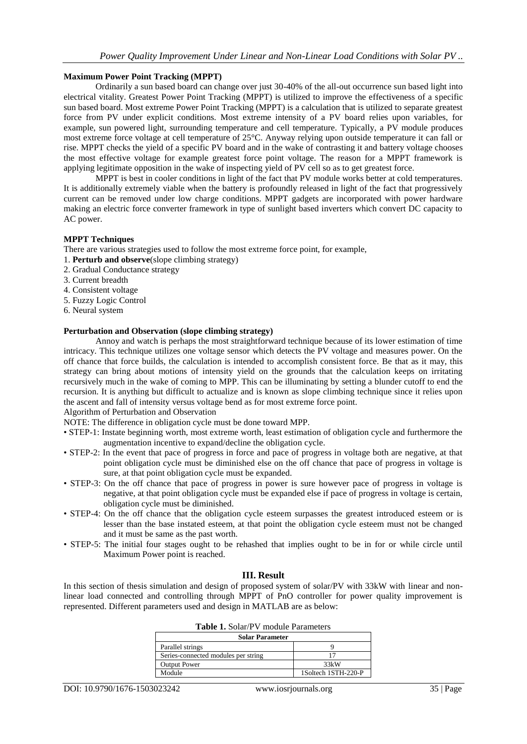**Maximum Power Point Tracking (MPPT)**

Ordinarily a sun based board can change over just 30-40% of the all-out occurrence sun based light into electrical vitality. Greatest Power Point Tracking (MPPT) is utilized to improve the effectiveness of a specific sun based board. Most extreme Power Point Tracking (MPPT) is a calculation that is utilized to separate greatest force from PV under explicit conditions. Most extreme intensity of a PV board relies upon variables, for example, sun powered light, surrounding temperature and cell temperature. Typically, a PV module produces most extreme force voltage at cell temperature of 25°C. Anyway relying upon outside temperature it can fall or rise. MPPT checks the yield of a specific PV board and in the wake of contrasting it and battery voltage chooses the most effective voltage for example greatest force point voltage. The reason for a MPPT framework is applying legitimate opposition in the wake of inspecting yield of PV cell so as to get greatest force.

MPPT is best in cooler conditions in light of the fact that PV module works better at cold temperatures. It is additionally extremely viable when the battery is profoundly released in light of the fact that progressively current can be removed under low charge conditions. MPPT gadgets are incorporated with power hardware making an electric force converter framework in type of sunlight based inverters which convert DC capacity to AC power.

**MPPT Techniques**

There are various strategies used to follow the most extreme force point, for example,

1. **Perturb and observe**(slope climbing strategy)
2. Gradual Conductance strategy
3. Current breadth
4. Consistent voltage
5. Fuzzy Logic Control
6. Neural system

**Perturbation and Observation (slope climbing strategy)**

Annoy and watch is perhaps the most straightforward technique because of its lower estimation of time intricacy. This technique utilizes one voltage sensor which detects the PV voltage and measures power. On the off chance that force builds, the calculation is intended to accomplish consistent force. Be that as it may, this strategy can bring about motions of intensity yield on the grounds that the calculation keeps on irritating recursively much in the wake of coming to MPP. This can be illuminating by setting a blunder cutoff to end the recursion. It is anything but difficult to actualize and is known as slope climbing technique since it relies upon the ascent and fall of intensity versus voltage bend as for most extreme force point.

Algorithm of Perturbation and Observation

NOTE: The difference in obligation cycle must be done toward MPP.

- STEP-1: Instate beginning worth, most extreme worth, least estimation of obligation cycle and furthermore the augmentation incentive to expand/decline the obligation cycle.
- STEP-2: In the event that pace of progress in force and pace of progress in voltage both are negative, at that point obligation cycle must be diminished else on the off chance that pace of progress in voltage is sure, at that point obligation cycle must be expanded.
- STEP-3: On the off chance that pace of progress in power is sure however pace of progress in voltage is negative, at that point obligation cycle must be expanded else if pace of progress in voltage is certain, obligation cycle must be diminished.
- STEP-4: On the off chance that the obligation cycle esteem surpasses the greatest introduced esteem or is lesser than the base instated esteem, at that point the obligation cycle esteem must not be changed and it must be same as the past worth.
- STEP-5: The initial four stages ought to be rehashed that implies ought to be in for or while circle until Maximum Power point is reached.

## III. Result

In this section of thesis simulation and design of proposed system of solar/PV with 33kW with linear and non-linear load connected and controlling through MPPT of PnO controller for power quality improvement is represented. Different parameters used and design in MATLAB are as below:

**Table 1.** Solar/PV module Parameters

| Solar Parameter | |
|---|---|
| Parallel strings | 9 |
| Series-connected modules per string | 17 |
| Output Power | 33kW |
| Module | 1Soltech 1STH-220-P |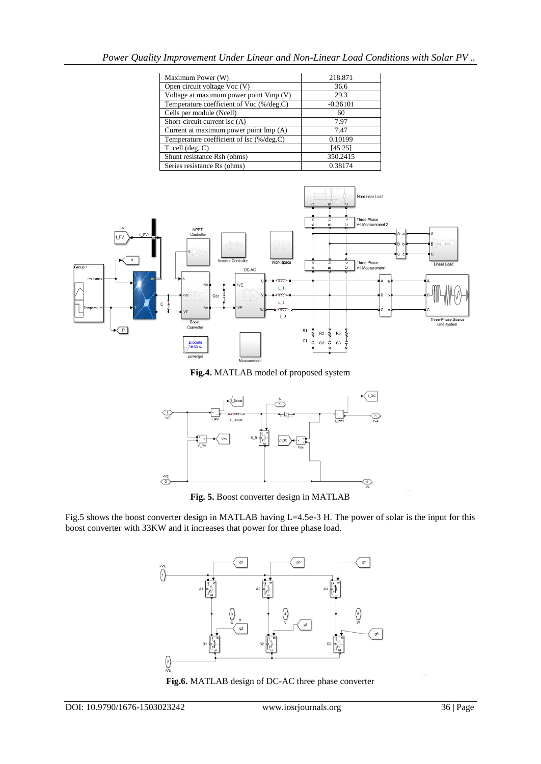| Maximum Power (W) | 218.871 |
|---|---|
| Open circuit voltage Voc (V) | 36.6 |
| Voltage at maximum power point Vmp (V) | 29.3 |
| Temperature coefficient of Voc (%/deg.C) | -0.36101 |
| Cells per module (Ncell) | 60 |
| Short-circuit current Isc (A) | 7.97 |
| Current at maximum power point Imp (A) | 7.47 |
| Temperature coefficient of Isc (%/deg.C) | 0.10199 |
| T_cell (deg. C) | [45 25] |
| Shunt resistance Rsh (ohms) | 350.2415 |
| Series resistance Rs (ohms) | 0.38174 |

**Fig.4.** MATLAB model of proposed system

**Fig. 5.** Boost converter design in MATLAB

Fig.5 shows the boost converter design in MATLAB having L=4.5e-3 H. The power of solar is the input for this boost converter with 33KW and it increases that power for three phase load.

**Fig.6.** MATLAB design of DC-AC three phase converter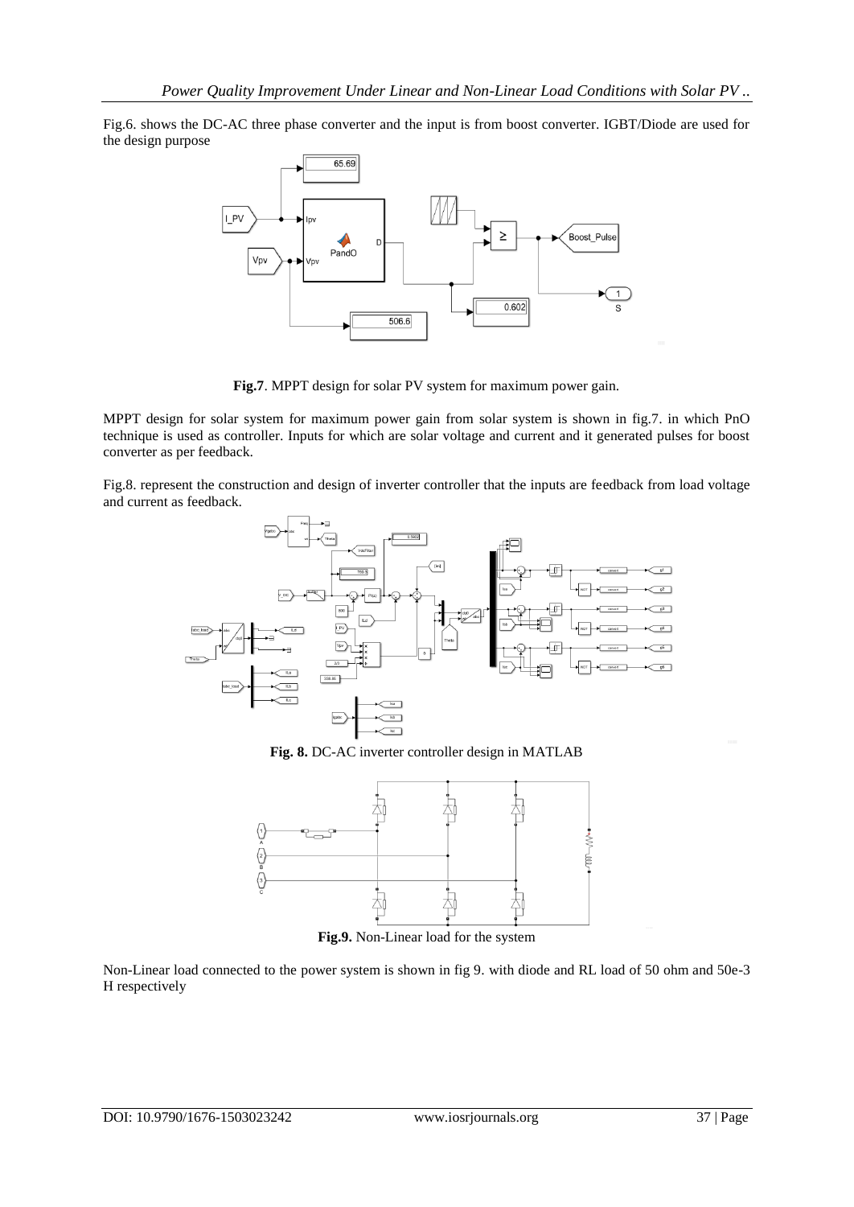Fig.6. shows the DC-AC three phase converter and the input is from boost converter. IGBT/Diode are used for the design purpose

**Fig.7**. MPPT design for solar PV system for maximum power gain.

MPPT design for solar system for maximum power gain from solar system is shown in fig.7. in which PnO technique is used as controller. Inputs for which are solar voltage and current and it generated pulses for boost converter as per feedback.

Fig.8. represent the construction and design of inverter controller that the inputs are feedback from load voltage and current as feedback.

**Fig. 8.** DC-AC inverter controller design in MATLAB

**Fig.9.** Non-Linear load for the system

Non-Linear load connected to the power system is shown in fig 9. with diode and RL load of 50 ohm and 50e-3 H respectively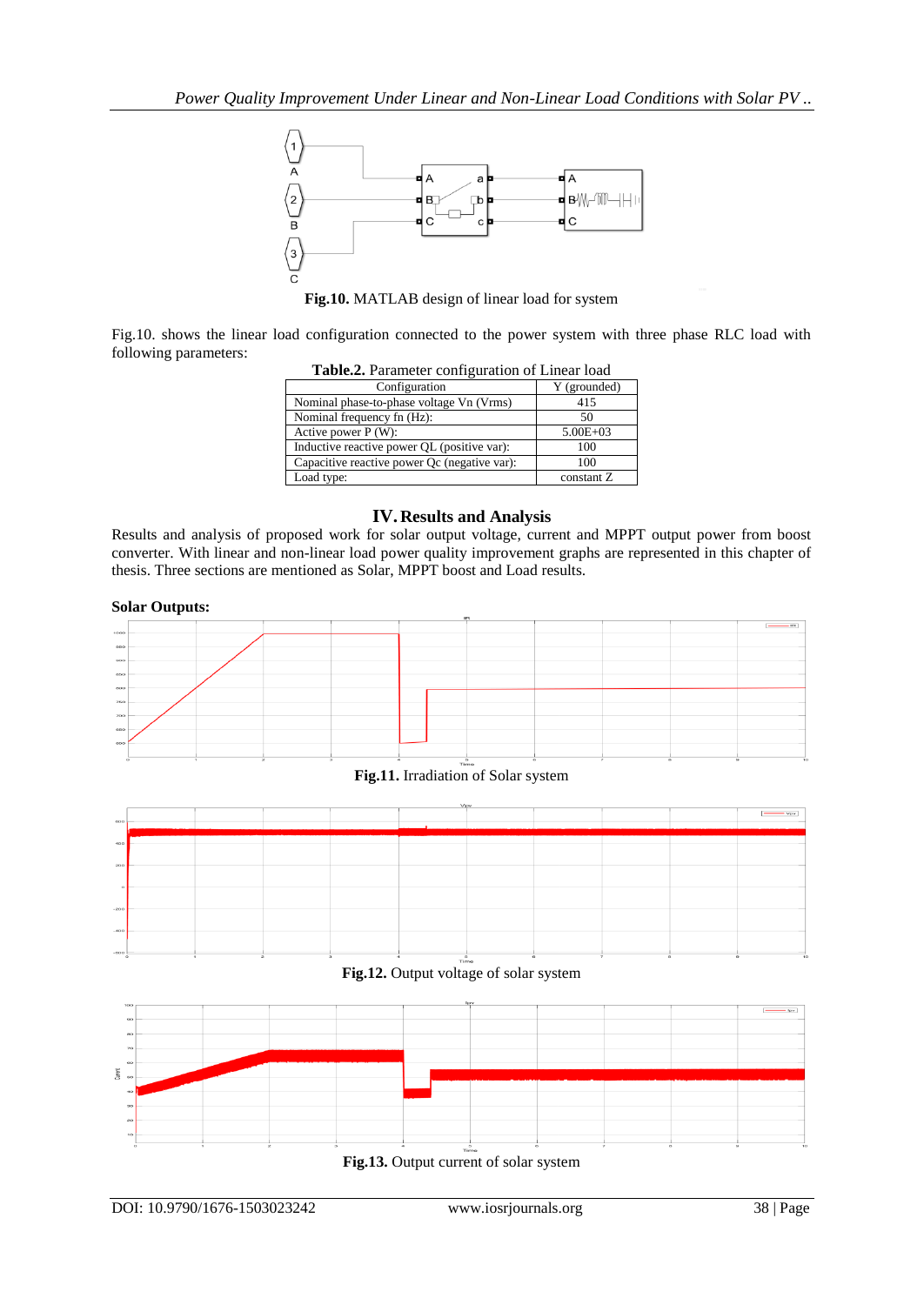Fig.10. MATLAB design of linear load for system

Fig.10. shows the linear load configuration connected to the power system with three phase RLC load with following parameters:

**Table.2.** Parameter configuration of Linear load

| Configuration | Y (grounded) |
|---|---|
| Nominal phase-to-phase voltage Vn (Vrms) | 415 |
| Nominal frequency fn (Hz): | 50 |
| Active power P (W): | 5.00E+03 |
| Inductive reactive power QL (positive var): | 100 |
| Capacitive reactive power Qc (negative var): | 100 |
| Load type: | constant Z |

## IV. Results and Analysis

Results and analysis of proposed work for solar output voltage, current and MPPT output power from boost converter. With linear and non-linear load power quality improvement graphs are represented in this chapter of thesis. Three sections are mentioned as Solar, MPPT boost and Load results.

**Solar Outputs:**

**Fig.11.** Irradiation of Solar system

**Fig.12.** Output voltage of solar system

**Fig.13.** Output current of solar system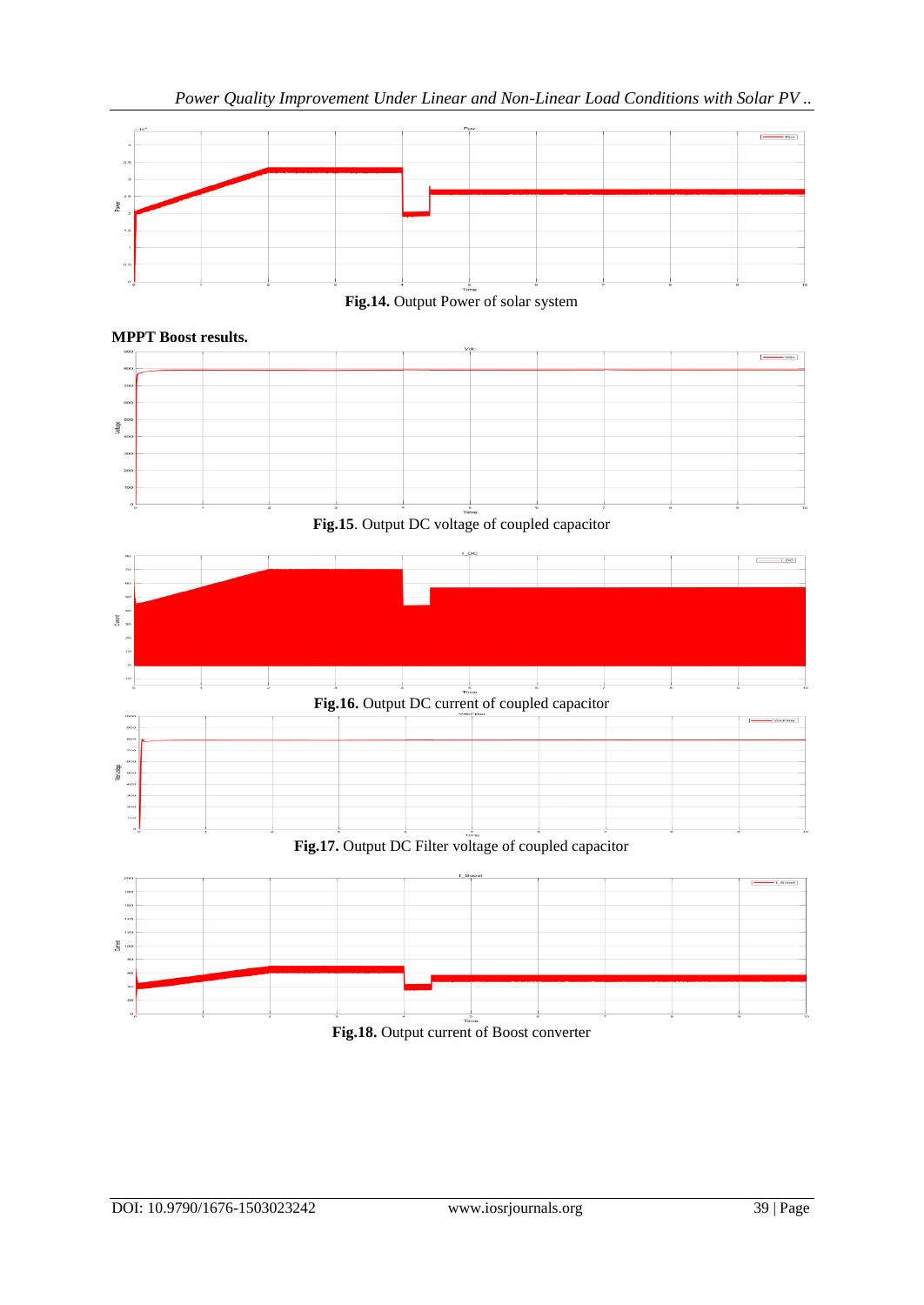**Fig.14.** Output Power of solar system

**MPPT Boost results.**

**Fig.15**. Output DC voltage of coupled capacitor

**Fig.16.** Output DC current of coupled capacitor

**Fig.17.** Output DC Filter voltage of coupled capacitor

**Fig.18.** Output current of Boost converter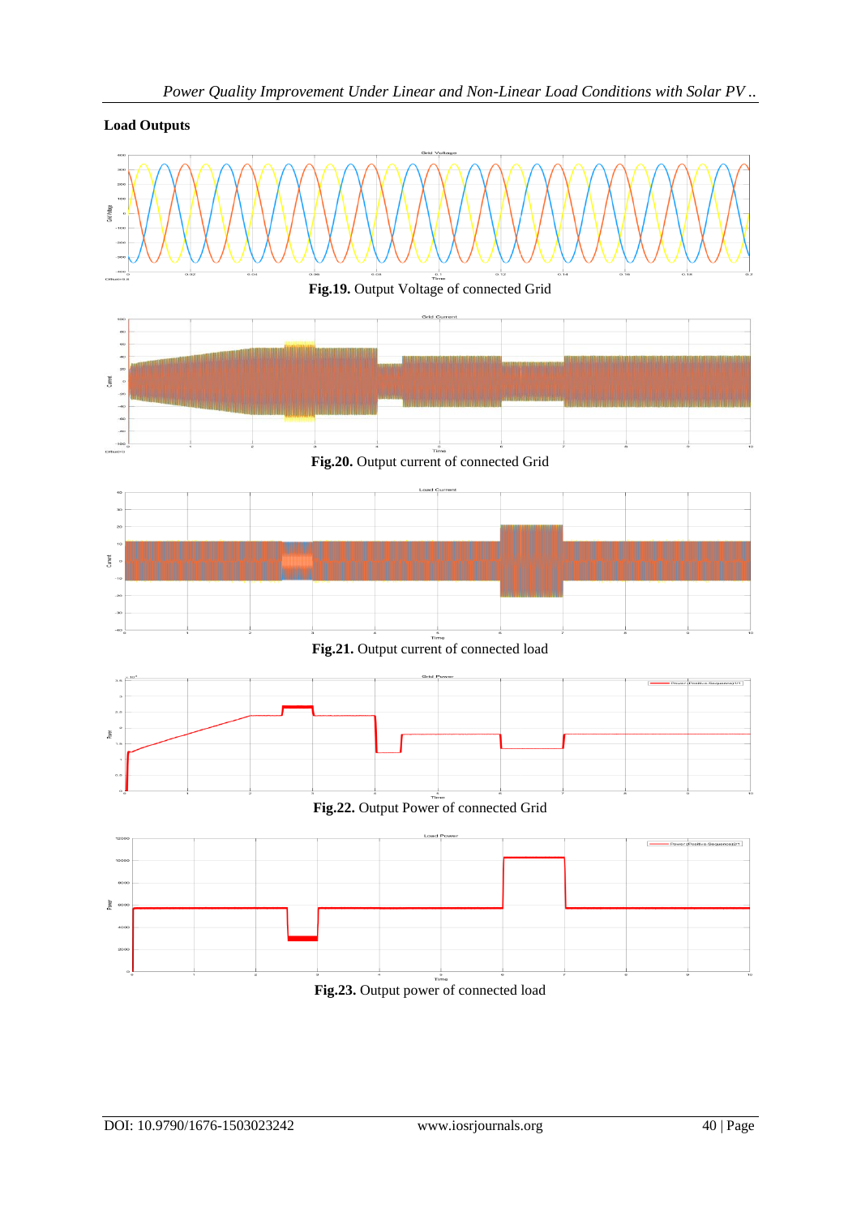**Load Outputs**

**Fig.19.** Output Voltage of connected Grid

**Fig.20.** Output current of connected Grid

**Fig.21.** Output current of connected load

**Fig.22.** Output Power of connected Grid

**Fig.23.** Output power of connected load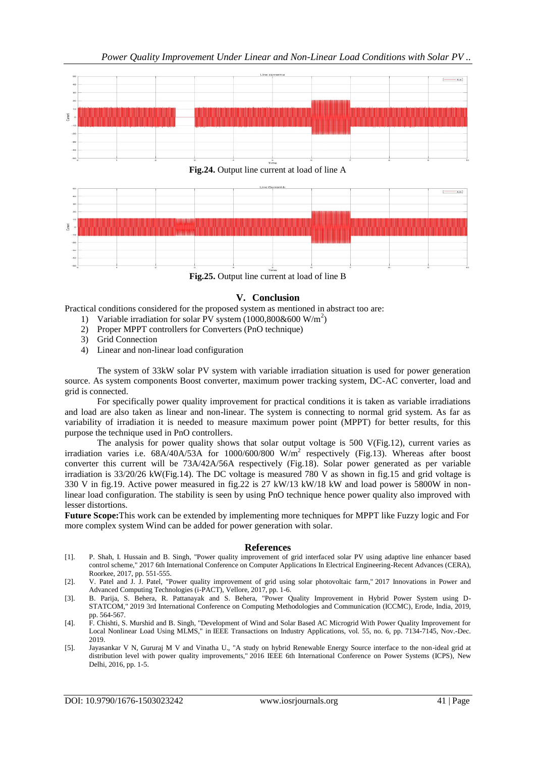**Fig.24.** Output line current at load of line A

**Fig.25.** Output line current at load of line B

## V. Conclusion

Practical conditions considered for the proposed system as mentioned in abstract too are:

1) Variable irradiation for solar PV system (1000,800&600 $W/m^2$)
2) Proper MPPT controllers for Converters (PnO technique)
3) Grid Connection
4) Linear and non-linear load configuration

The system of 33kW solar PV system with variable irradiation situation is used for power generation source. As system components Boost converter, maximum power tracking system, DC-AC converter, load and grid is connected.

For specifically power quality improvement for practical conditions it is taken as variable irradiations and load are also taken as linear and non-linear. The system is connecting to normal grid system. As far as variability of irradiation it is needed to measure maximum power point (MPPT) for better results, for this purpose the technique used in PnO controllers.

The analysis for power quality shows that solar output voltage is 500 V(Fig.12), current varies as irradiation varies i.e. 68A/40A/53A for 1000/600/800 $W/m^2$ respectively (Fig.13). Whereas after boost converter this current will be 73A/42A/56A respectively (Fig.18). Solar power generated as per variable irradiation is 33/20/26 kW(Fig.14). The DC voltage is measured 780 V as shown in fig.15 and grid voltage is 330 V in fig.19. Active power measured in fig.22 is 27 kW/13 kW/18 kW and load power is 5800W in non-linear load configuration. The stability is seen by using PnO technique hence power quality also improved with lesser distortions.

**Future Scope:**This work can be extended by implementing more techniques for MPPT like Fuzzy logic and For more complex system Wind can be added for power generation with solar.

## References

[1]. P. Shah, I. Hussain and B. Singh, "Power quality improvement of grid interfaced solar PV using adaptive line enhancer based control scheme," 2017 6th International Conference on Computer Applications In Electrical Engineering-Recent Advances (CERA), Roorkee, 2017, pp. 551-555.

[2]. V. Patel and J. J. Patel, "Power quality improvement of grid using solar photovoltaic farm," 2017 Innovations in Power and Advanced Computing Technologies (i-PACT), Vellore, 2017, pp. 1-6.

[3]. B. Parija, S. Behera, R. Pattanayak and S. Behera, "Power Quality Improvement in Hybrid Power System using D-STATCOM," 2019 3rd International Conference on Computing Methodologies and Communication (ICCMC), Erode, India, 2019, pp. 564-567.

[4]. F. Chishti, S. Murshid and B. Singh, "Development of Wind and Solar Based AC Microgrid With Power Quality Improvement for Local Nonlinear Load Using MLMS," in IEEE Transactions on Industry Applications, vol. 55, no. 6, pp. 7134-7145, Nov.-Dec. 2019.

[5]. Jayasankar V N, Gururaj M V and Vinatha U., "A study on hybrid Renewable Energy Source interface to the non-ideal grid at distribution level with power quality improvements," 2016 IEEE 6th International Conference on Power Systems (ICPS), New Delhi, 2016, pp. 1-5.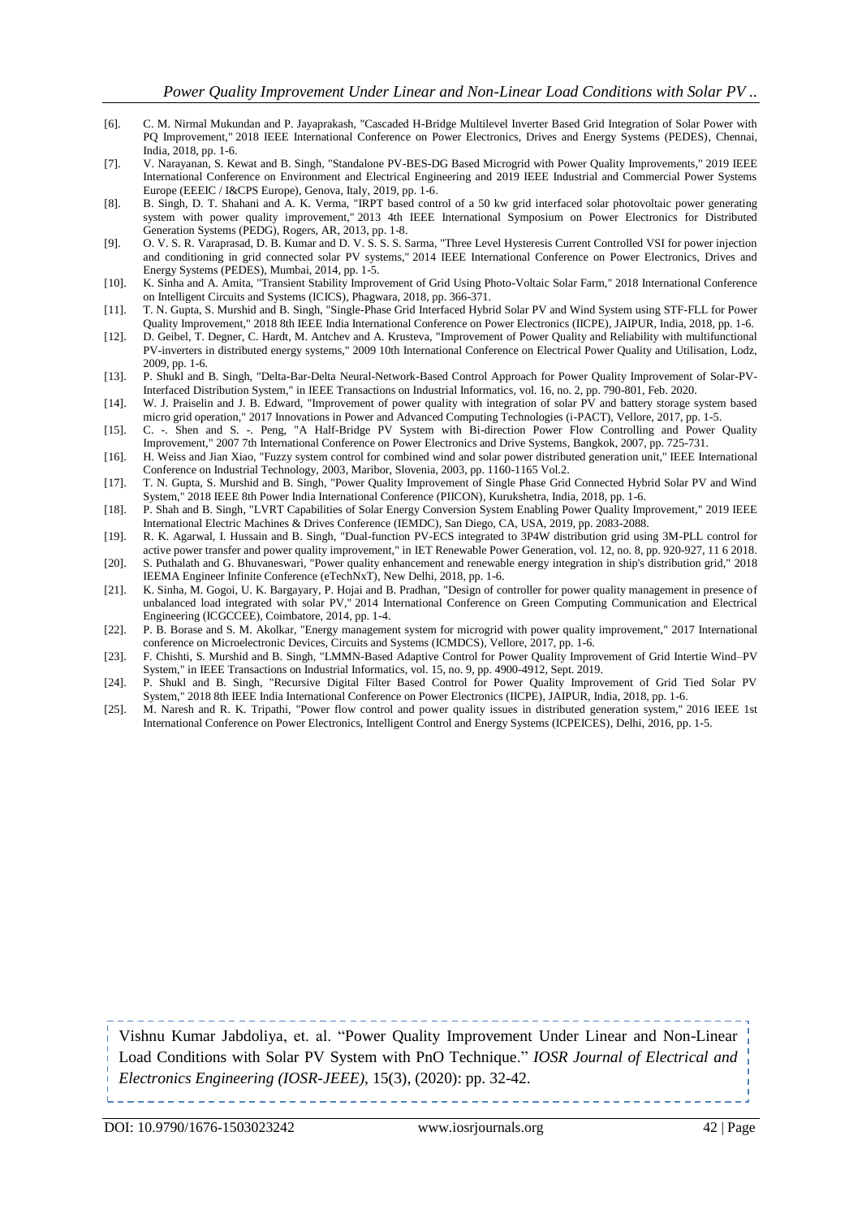[6]. C. M. Nirmal Mukundan and P. Jayaprakash, "Cascaded H-Bridge Multilevel Inverter Based Grid Integration of Solar Power with PQ Improvement," 2018 IEEE International Conference on Power Electronics, Drives and Energy Systems (PEDES), Chennai, India, 2018, pp. 1-6.

[7]. V. Narayanan, S. Kewat and B. Singh, "Standalone PV-BES-DG Based Microgrid with Power Quality Improvements," 2019 IEEE International Conference on Environment and Electrical Engineering and 2019 IEEE Industrial and Commercial Power Systems Europe (EEEIC / I&CPS Europe), Genova, Italy, 2019, pp. 1-6.

[8]. B. Singh, D. T. Shahani and A. K. Verma, "IRPT based control of a 50 kw grid interfaced solar photovoltaic power generating system with power quality improvement," 2013 4th IEEE International Symposium on Power Electronics for Distributed Generation Systems (PEDG), Rogers, AR, 2013, pp. 1-8.

[9]. O. V. S. R. Varaprasad, D. B. Kumar and D. V. S. S. S. Sarma, "Three Level Hysteresis Current Controlled VSI for power injection and conditioning in grid connected solar PV systems," 2014 IEEE International Conference on Power Electronics, Drives and Energy Systems (PEDES), Mumbai, 2014, pp. 1-5.

[10]. K. Sinha and A. Amita, "Transient Stability Improvement of Grid Using Photo-Voltaic Solar Farm," 2018 International Conference on Intelligent Circuits and Systems (ICICS), Phagwara, 2018, pp. 366-371.

[11]. T. N. Gupta, S. Murshid and B. Singh, "Single-Phase Grid Interfaced Hybrid Solar PV and Wind System using STF-FLL for Power Quality Improvement," 2018 8th IEEE India International Conference on Power Electronics (IICPE), JAIPUR, India, 2018, pp. 1-6.

[12]. D. Geibel, T. Degner, C. Hardt, M. Antchev and A. Krusteva, "Improvement of Power Quality and Reliability with multifunctional PV-inverters in distributed energy systems," 2009 10th International Conference on Electrical Power Quality and Utilisation, Lodz, 2009, pp. 1-6.

[13]. P. Shukl and B. Singh, "Delta-Bar-Delta Neural-Network-Based Control Approach for Power Quality Improvement of Solar-PV-Interfaced Distribution System," in IEEE Transactions on Industrial Informatics, vol. 16, no. 2, pp. 790-801, Feb. 2020.

[14]. W. J. Praiselin and J. B. Edward, "Improvement of power quality with integration of solar PV and battery storage system based micro grid operation," 2017 Innovations in Power and Advanced Computing Technologies (i-PACT), Vellore, 2017, pp. 1-5.

[15]. C. -. Shen and S. -. Peng, "A Half-Bridge PV System with Bi-direction Power Flow Controlling and Power Quality Improvement," 2007 7th International Conference on Power Electronics and Drive Systems, Bangkok, 2007, pp. 725-731.

[16]. H. Weiss and Jian Xiao, "Fuzzy system control for combined wind and solar power distributed generation unit," IEEE International Conference on Industrial Technology, 2003, Maribor, Slovenia, 2003, pp. 1160-1165 Vol.2.

[17]. T. N. Gupta, S. Murshid and B. Singh, "Power Quality Improvement of Single Phase Grid Connected Hybrid Solar PV and Wind System," 2018 IEEE 8th Power India International Conference (PIICON), Kurukshetra, India, 2018, pp. 1-6.

[18]. P. Shah and B. Singh, "LVRT Capabilities of Solar Energy Conversion System Enabling Power Quality Improvement," 2019 IEEE International Electric Machines & Drives Conference (IEMDC), San Diego, CA, USA, 2019, pp. 2083-2088.

[19]. R. K. Agarwal, I. Hussain and B. Singh, "Dual-function PV-ECS integrated to 3P4W distribution grid using 3M-PLL control for active power transfer and power quality improvement," in IET Renewable Power Generation, vol. 12, no. 8, pp. 920-927, 11 6 2018.

[20]. S. Puthalath and G. Bhuvaneswari, "Power quality enhancement and renewable energy integration in ship's distribution grid," 2018 IEEMA Engineer Infinite Conference (eTechNxT), New Delhi, 2018, pp. 1-6.

[21]. K. Sinha, M. Gogoi, U. K. Bargayary, P. Hojai and B. Pradhan, "Design of controller for power quality management in presence of unbalanced load integrated with solar PV," 2014 International Conference on Green Computing Communication and Electrical Engineering (ICGCCEE), Coimbatore, 2014, pp. 1-4.

[22]. P. B. Borase and S. M. Akolkar, "Energy management system for microgrid with power quality improvement," 2017 International conference on Microelectronic Devices, Circuits and Systems (ICMDCS), Vellore, 2017, pp. 1-6.

[23]. F. Chishti, S. Murshid and B. Singh, "LMMN-Based Adaptive Control for Power Quality Improvement of Grid Intertie Wind–PV System," in IEEE Transactions on Industrial Informatics, vol. 15, no. 9, pp. 4900-4912, Sept. 2019.

[24]. P. Shukl and B. Singh, "Recursive Digital Filter Based Control for Power Quality Improvement of Grid Tied Solar PV System," 2018 8th IEEE India International Conference on Power Electronics (IICPE), JAIPUR, India, 2018, pp. 1-6.

[25]. M. Naresh and R. K. Tripathi, "Power flow control and power quality issues in distributed generation system," 2016 IEEE 1st International Conference on Power Electronics, Intelligent Control and Energy Systems (ICPEICES), Delhi, 2016, pp. 1-5.

Vishnu Kumar Jabdoliya, et. al. "Power Quality Improvement Under Linear and Non-Linear Load Conditions with Solar PV System with PnO Technique." *IOSR Journal of Electrical and Electronics Engineering (IOSR-JEEE)*, 15(3), (2020): pp. 32-42.